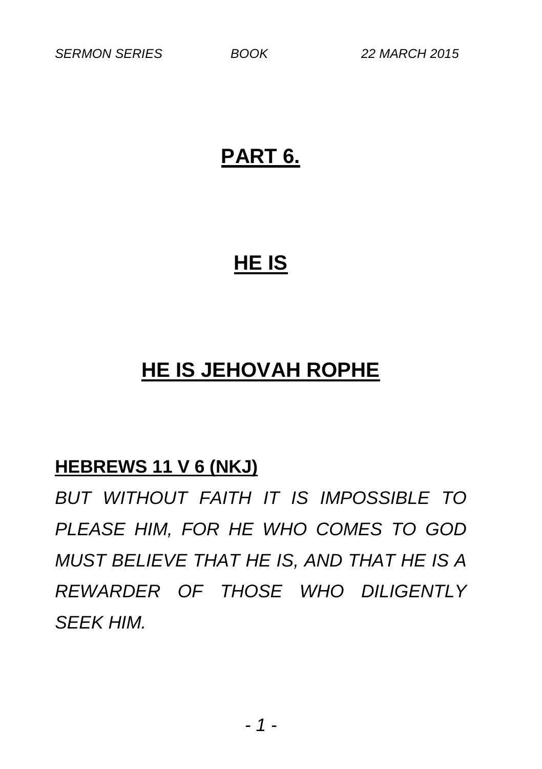# PART 6.

# HE IS

# HE IS JEHOVAH ROPHE

**HEBREWS 11 V 6 (NKJ)**

*BUT WITHOUT FAITH IT IS IMPOSSIBLE TO PLEASE HIM, FOR HE WHO COMES TO GOD MUST BELIEVE THAT HE IS, AND THAT HE IS A REWARDER OF THOSE WHO DILIGENTLY SEEK HIM.*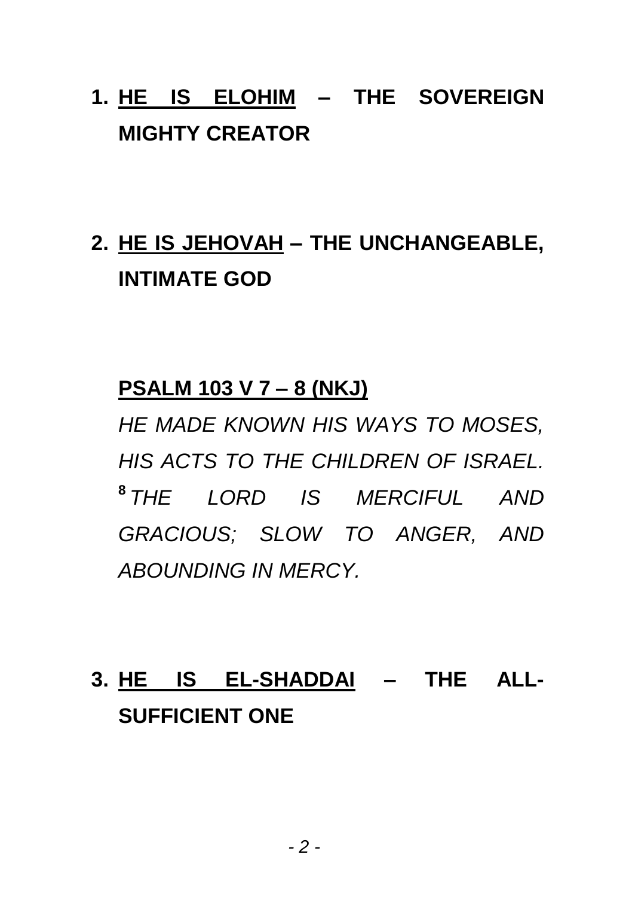1. **<u>HE IS ELOHIM</u> – THE SOVEREIGN MIGHTY CREATOR**

2. **<u>HE IS JEHOVAH</u> – THE UNCHANGEABLE, INTIMATE GOD**

   **<u>PSALM 103 V 7 – 8 (NKJ)</u>**

   *HE MADE KNOWN HIS WAYS TO MOSES, HIS ACTS TO THE CHILDREN OF ISRAEL.* **8** *THE LORD IS MERCIFUL AND GRACIOUS; SLOW TO ANGER, AND ABOUNDING IN MERCY.*

3. **<u>HE IS EL-SHADDAI</u> – THE ALL-SUFFICIENT ONE**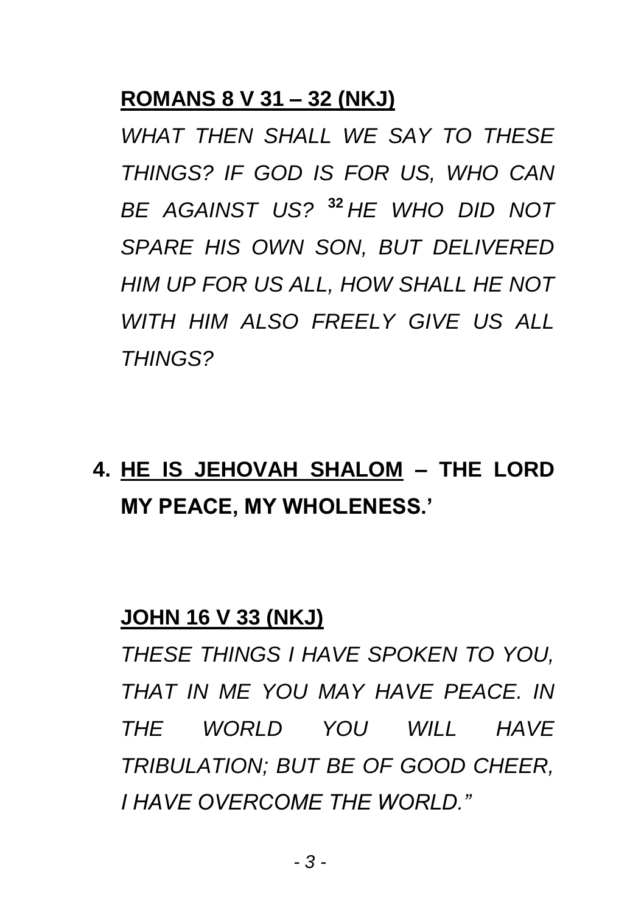**ROMANS 8 V 31 – 32 (NKJ)**

*WHAT THEN SHALL WE SAY TO THESE THINGS? IF GOD IS FOR US, WHO CAN BE AGAINST US? [32] HE WHO DID NOT SPARE HIS OWN SON, BUT DELIVERED HIM UP FOR US ALL, HOW SHALL HE NOT WITH HIM ALSO FREELY GIVE US ALL THINGS?*

4. **HE IS JEHOVAH SHALOM – THE LORD MY PEACE, MY WHOLENESS.'**

**JOHN 16 V 33 (NKJ)**

*THESE THINGS I HAVE SPOKEN TO YOU, THAT IN ME YOU MAY HAVE PEACE. IN THE WORLD YOU WILL HAVE TRIBULATION; BUT BE OF GOOD CHEER, I HAVE OVERCOME THE WORLD."*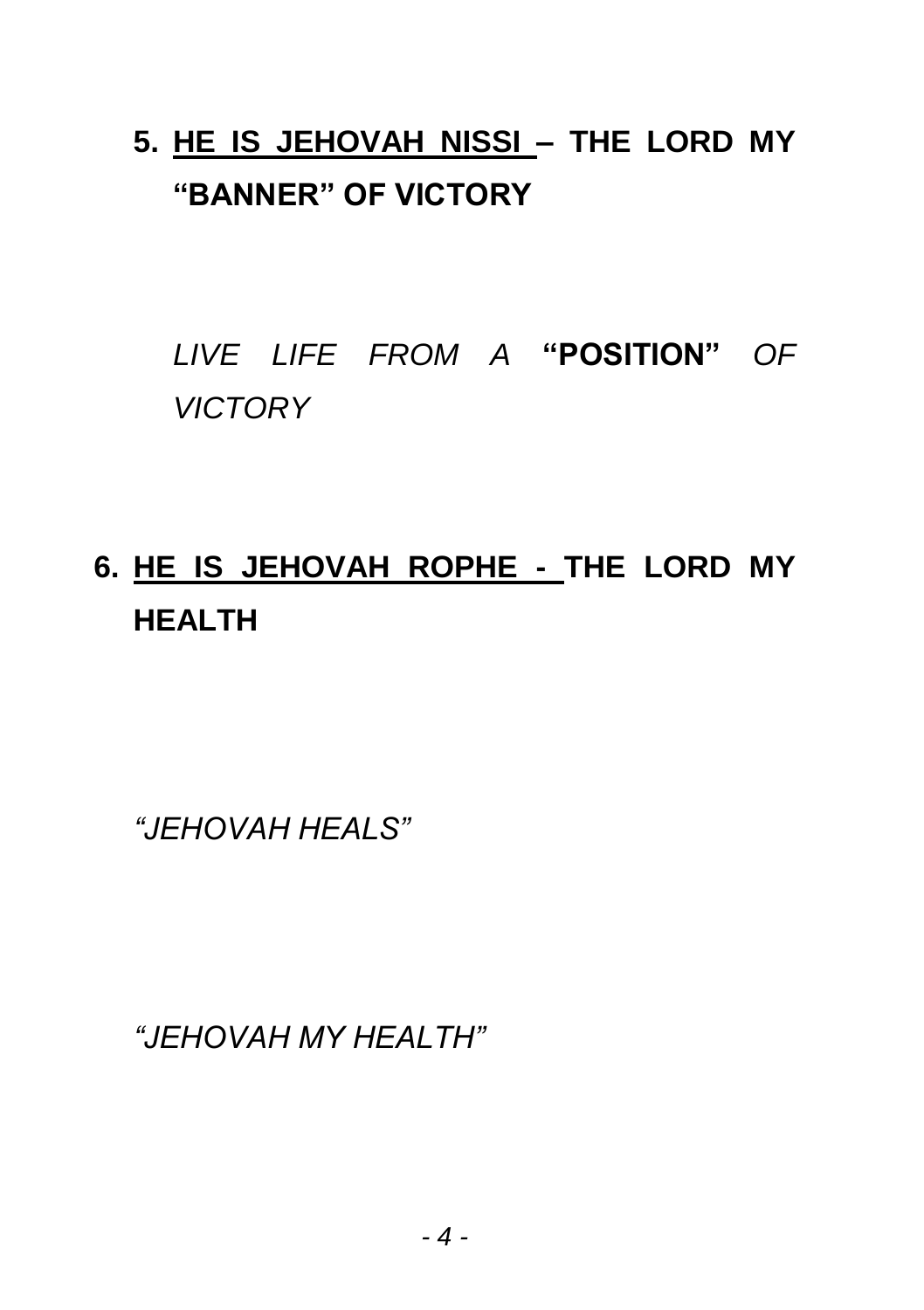5. **<u>HE IS JEHOVAH NISSI</u> – THE LORD MY "BANNER" OF VICTORY**

   *LIVE LIFE FROM A* **"POSITION"** *OF VICTORY*

6. **<u>HE IS JEHOVAH ROPHE -</u> THE LORD MY HEALTH**

   *"JEHOVAH HEALS"*

   *"JEHOVAH MY HEALTH"*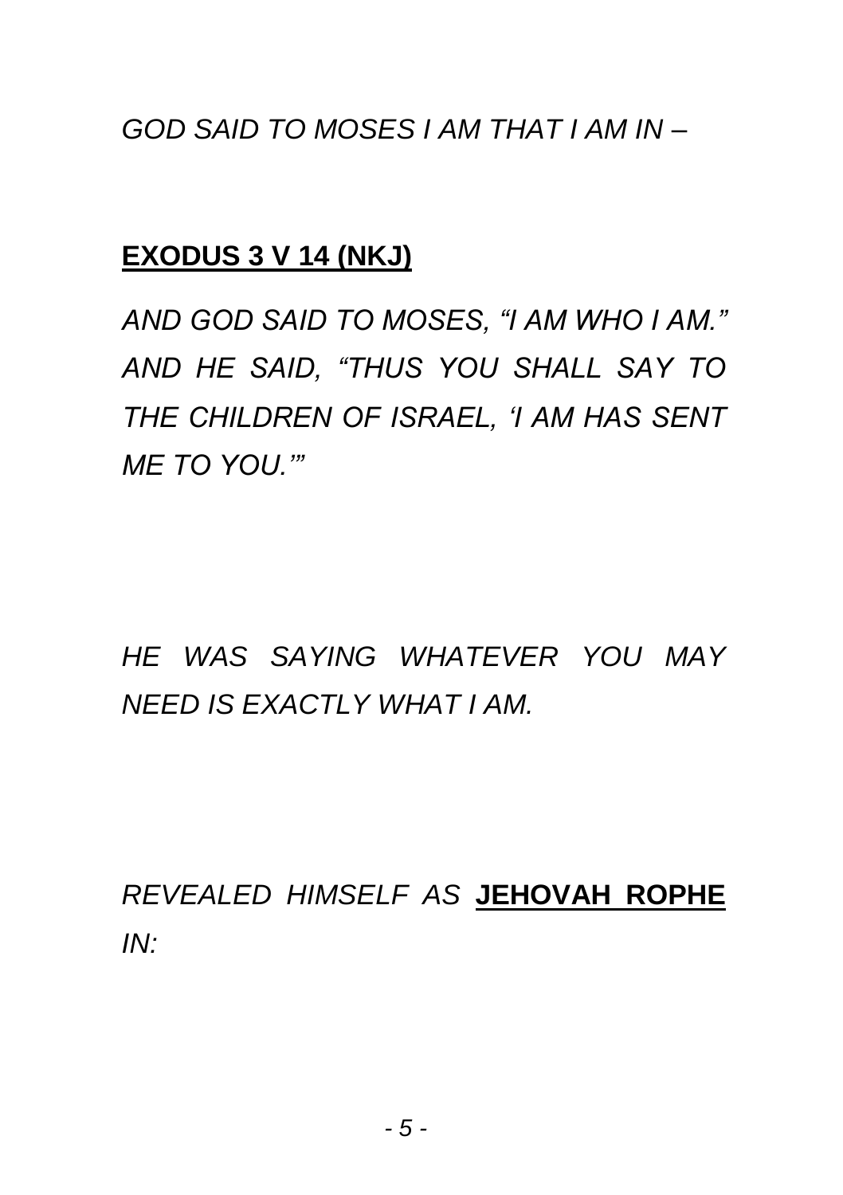*GOD SAID TO MOSES I AM THAT I AM IN –*

**EXODUS 3 V 14 (NKJ)**

*AND GOD SAID TO MOSES, "I AM WHO I AM." AND HE SAID, "THUS YOU SHALL SAY TO THE CHILDREN OF ISRAEL, 'I AM HAS SENT ME TO YOU.'"*

*HE WAS SAYING WHATEVER YOU MAY NEED IS EXACTLY WHAT I AM.*

*REVEALED HIMSELF AS* **JEHOVAH ROPHE** *IN:*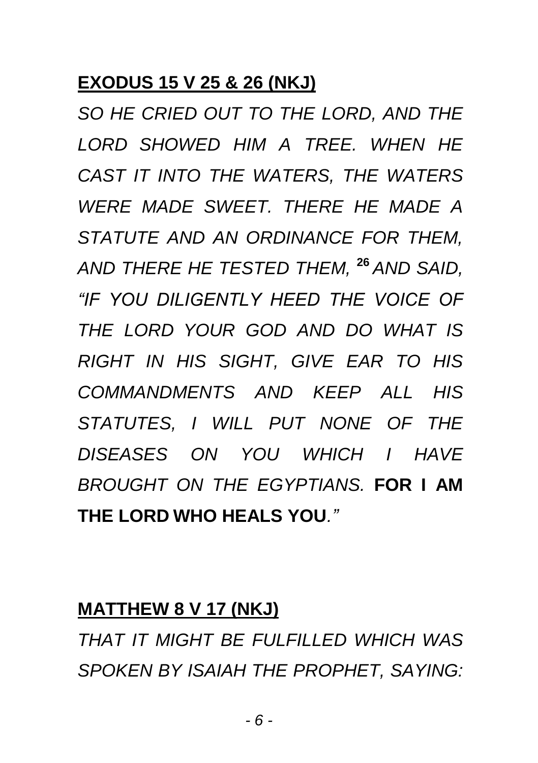**<u>EXODUS 15 V 25 & 26 (NKJ)</u>**

*SO HE CRIED OUT TO THE LORD, AND THE LORD SHOWED HIM A TREE. WHEN HE CAST IT INTO THE WATERS, THE WATERS WERE MADE SWEET. THERE HE MADE A STATUTE AND AN ORDINANCE FOR THEM, AND THERE HE TESTED THEM,* [26] *AND SAID, "IF YOU DILIGENTLY HEED THE VOICE OF THE LORD YOUR GOD AND DO WHAT IS RIGHT IN HIS SIGHT, GIVE EAR TO HIS COMMANDMENTS AND KEEP ALL HIS STATUTES, I WILL PUT NONE OF THE DISEASES ON YOU WHICH I HAVE BROUGHT ON THE EGYPTIANS.* **FOR I AM THE LORD WHO HEALS YOU***."*

**<u>MATTHEW 8 V 17 (NKJ)</u>**

*THAT IT MIGHT BE FULFILLED WHICH WAS SPOKEN BY ISAIAH THE PROPHET, SAYING:*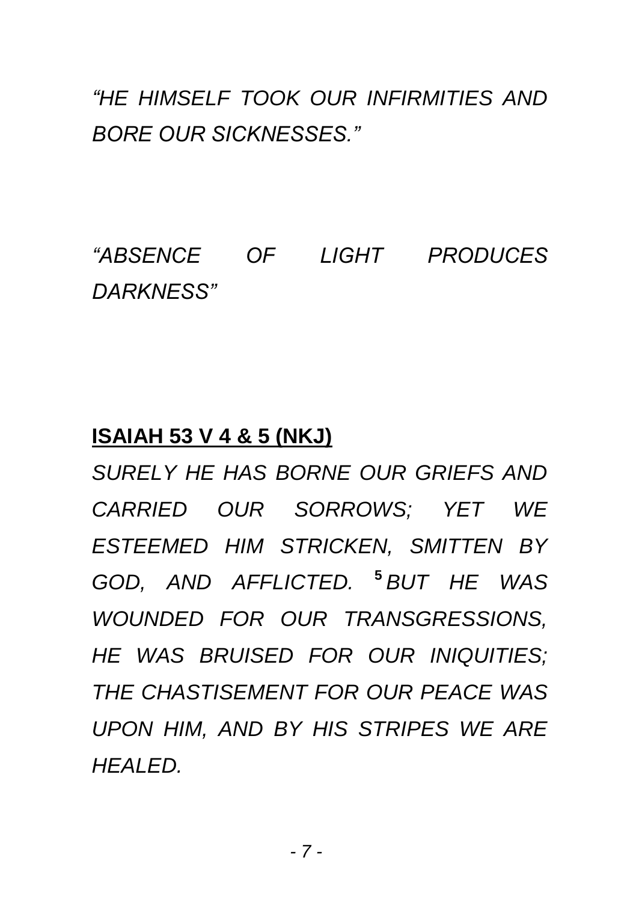*"HE HIMSELF TOOK OUR INFIRMITIES AND BORE OUR SICKNESSES."*

*"ABSENCE OF LIGHT PRODUCES DARKNESS"*

**ISAIAH 53 V 4 & 5 (NKJ)**

*SURELY HE HAS BORNE OUR GRIEFS AND CARRIED OUR SORROWS; YET WE ESTEEMED HIM STRICKEN, SMITTEN BY GOD, AND AFFLICTED.* **5** *BUT HE WAS WOUNDED FOR OUR TRANSGRESSIONS, HE WAS BRUISED FOR OUR INIQUITIES; THE CHASTISEMENT FOR OUR PEACE WAS UPON HIM, AND BY HIS STRIPES WE ARE HEALED.*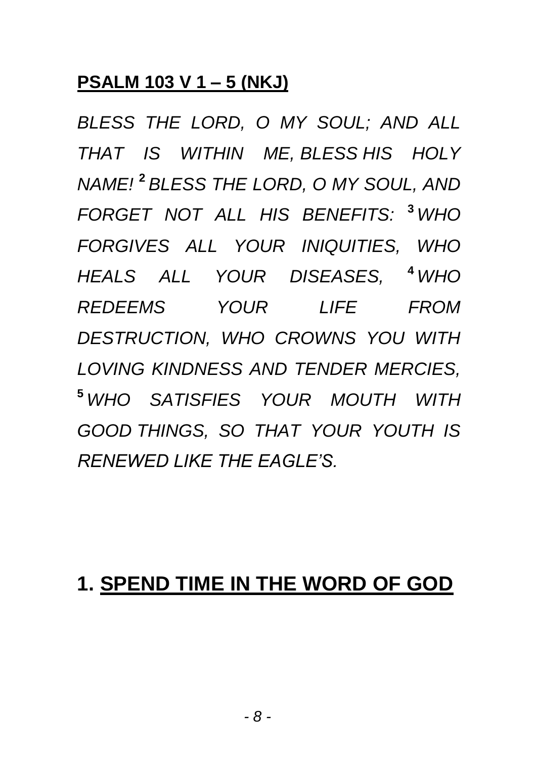**PSALM 103 V 1 – 5 (NKJ)**

*BLESS THE LORD, O MY SOUL; AND ALL THAT IS WITHIN ME, BLESS HIS HOLY NAME!* [2] *BLESS THE LORD, O MY SOUL, AND FORGET NOT ALL HIS BENEFITS:* [3] *WHO FORGIVES ALL YOUR INIQUITIES, WHO HEALS ALL YOUR DISEASES,* [4] *WHO REDEEMS YOUR LIFE FROM DESTRUCTION, WHO CROWNS YOU WITH LOVING KINDNESS AND TENDER MERCIES,* [5] *WHO SATISFIES YOUR MOUTH WITH GOOD THINGS, SO THAT YOUR YOUTH IS RENEWED LIKE THE EAGLE'S.*

## 1. SPEND TIME IN THE WORD OF GOD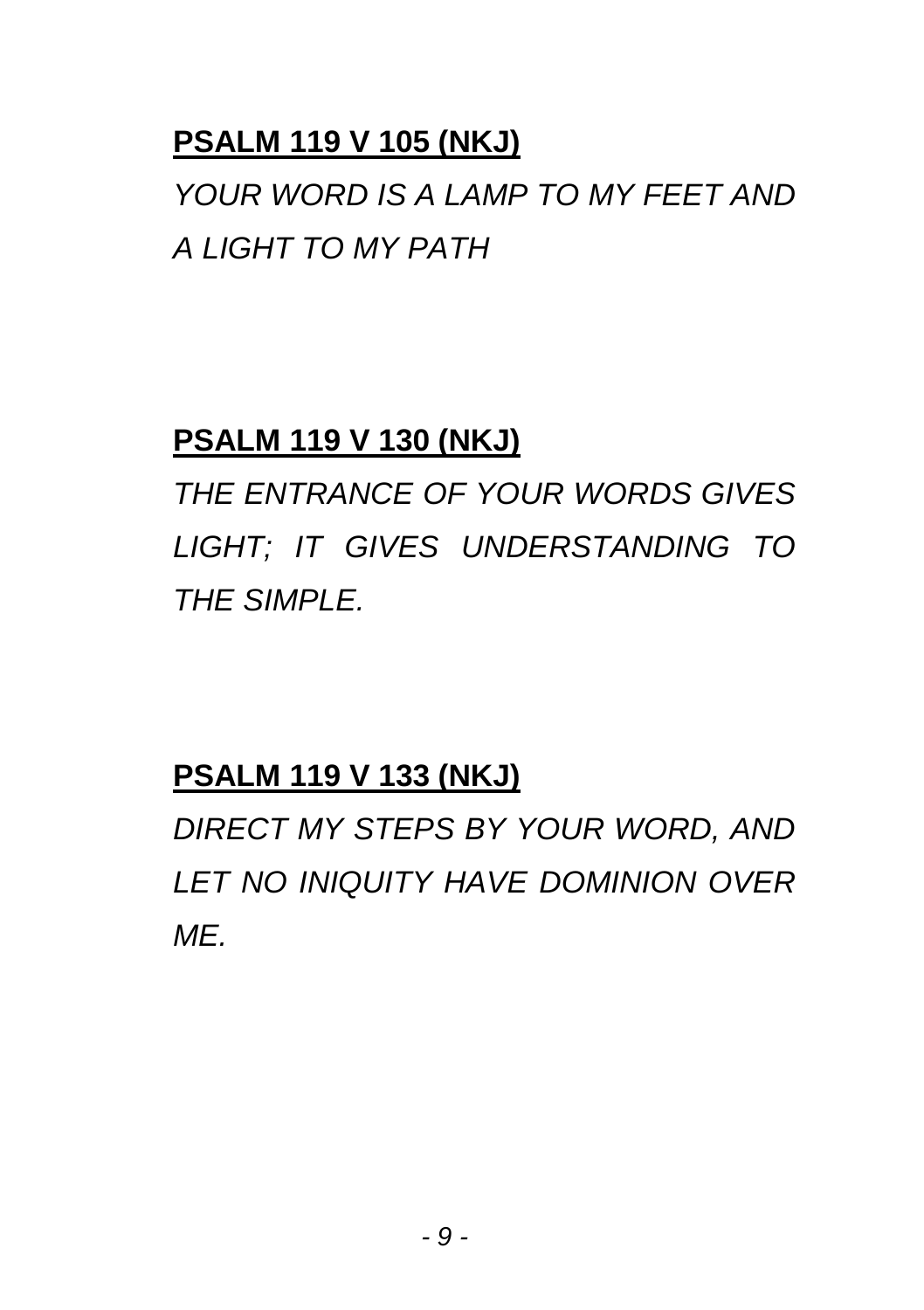**PSALM 119 V 105 (NKJ)**

*YOUR WORD IS A LAMP TO MY FEET AND A LIGHT TO MY PATH*

**PSALM 119 V 130 (NKJ)**

*THE ENTRANCE OF YOUR WORDS GIVES LIGHT; IT GIVES UNDERSTANDING TO THE SIMPLE.*

**PSALM 119 V 133 (NKJ)**

*DIRECT MY STEPS BY YOUR WORD, AND LET NO INIQUITY HAVE DOMINION OVER ME.*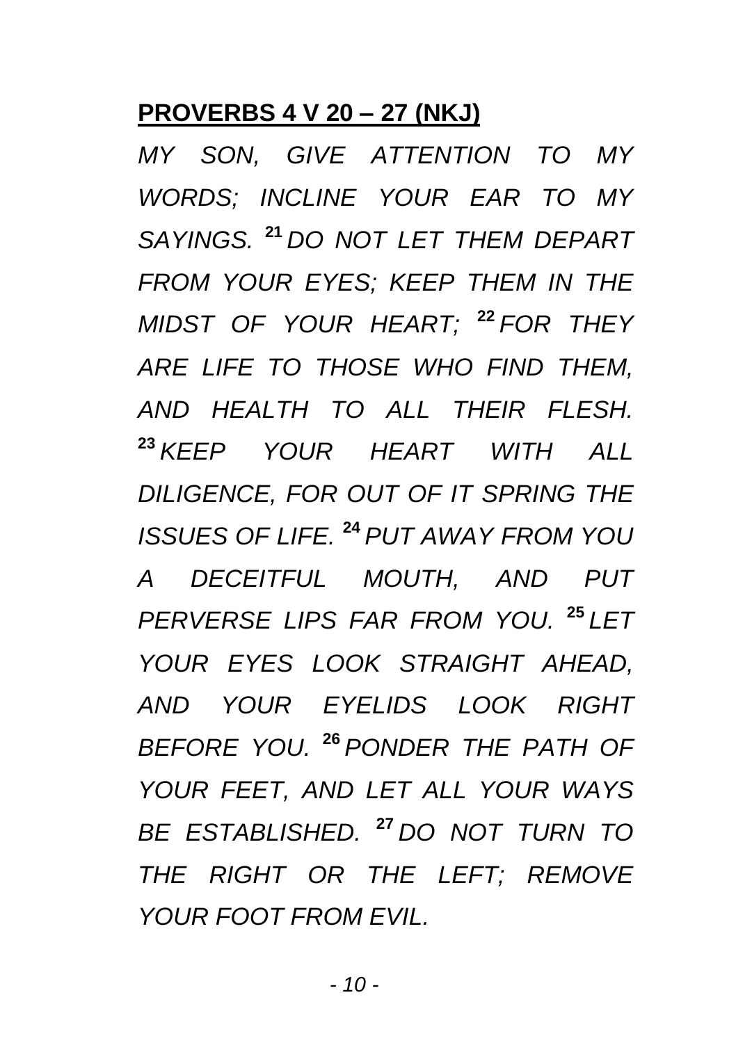**PROVERBS 4 V 20 – 27 (NKJ)**

*MY SON, GIVE ATTENTION TO MY WORDS; INCLINE YOUR EAR TO MY SAYINGS. [21] DO NOT LET THEM DEPART FROM YOUR EYES; KEEP THEM IN THE MIDST OF YOUR HEART; [22] FOR THEY ARE LIFE TO THOSE WHO FIND THEM, AND HEALTH TO ALL THEIR FLESH. [23] KEEP YOUR HEART WITH ALL DILIGENCE, FOR OUT OF IT SPRING THE ISSUES OF LIFE. [24] PUT AWAY FROM YOU A DECEITFUL MOUTH, AND PUT PERVERSE LIPS FAR FROM YOU. [25] LET YOUR EYES LOOK STRAIGHT AHEAD, AND YOUR EYELIDS LOOK RIGHT BEFORE YOU. [26] PONDER THE PATH OF YOUR FEET, AND LET ALL YOUR WAYS BE ESTABLISHED. [27] DO NOT TURN TO THE RIGHT OR THE LEFT; REMOVE YOUR FOOT FROM EVIL.*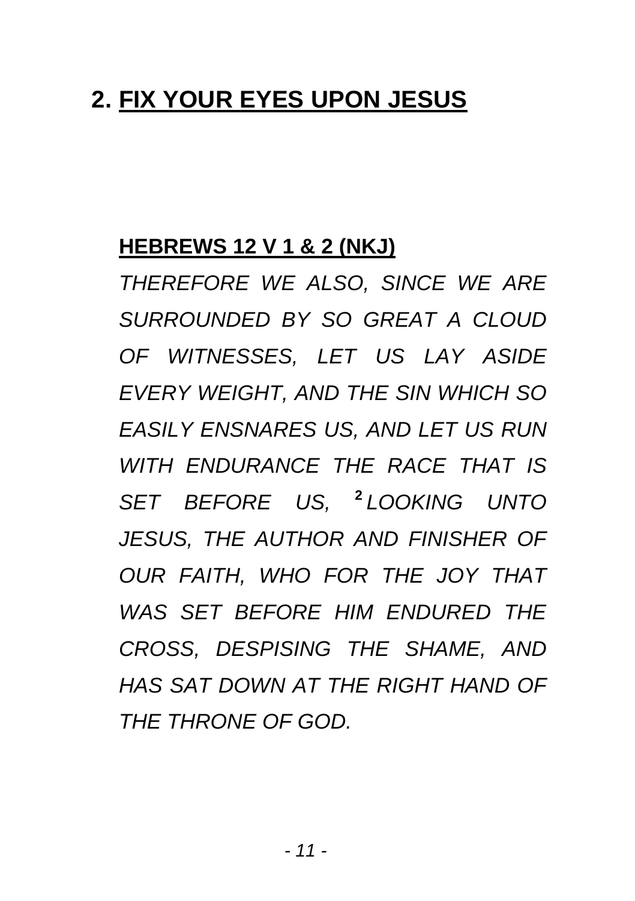## 2. FIX YOUR EYES UPON JESUS

**HEBREWS 12 V 1 & 2 (NKJ)**

*THEREFORE WE ALSO, SINCE WE ARE SURROUNDED BY SO GREAT A CLOUD OF WITNESSES, LET US LAY ASIDE EVERY WEIGHT, AND THE SIN WHICH SO EASILY ENSNARES US, AND LET US RUN WITH ENDURANCE THE RACE THAT IS SET BEFORE US, [2] LOOKING UNTO JESUS, THE AUTHOR AND FINISHER OF OUR FAITH, WHO FOR THE JOY THAT WAS SET BEFORE HIM ENDURED THE CROSS, DESPISING THE SHAME, AND HAS SAT DOWN AT THE RIGHT HAND OF THE THRONE OF GOD.*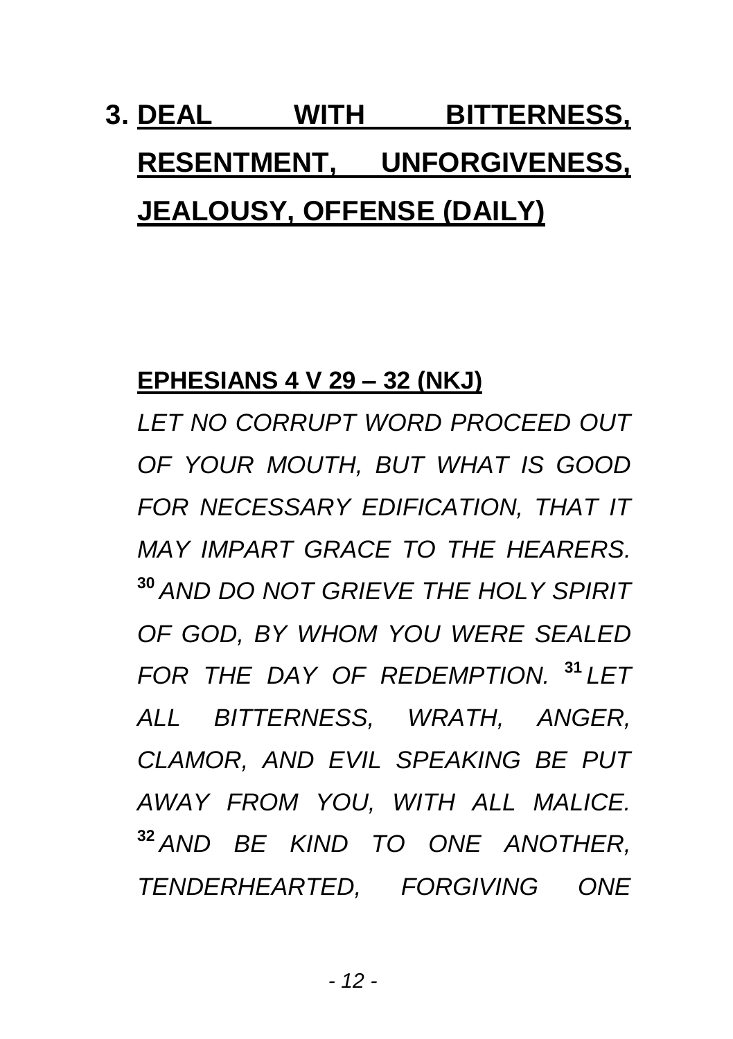# 3. DEAL WITH BITTERNESS, RESENTMENT, UNFORGIVENESS, JEALOUSY, OFFENSE (DAILY)

**EPHESIANS 4 V 29 – 32 (NKJ)**

*LET NO CORRUPT WORD PROCEED OUT OF YOUR MOUTH, BUT WHAT IS GOOD FOR NECESSARY EDIFICATION, THAT IT MAY IMPART GRACE TO THE HEARERS.* **30** *AND DO NOT GRIEVE THE HOLY SPIRIT OF GOD, BY WHOM YOU WERE SEALED FOR THE DAY OF REDEMPTION.* **31** *LET ALL BITTERNESS, WRATH, ANGER, CLAMOR, AND EVIL SPEAKING BE PUT AWAY FROM YOU, WITH ALL MALICE.* **32** *AND BE KIND TO ONE ANOTHER, TENDERHEARTED, FORGIVING ONE*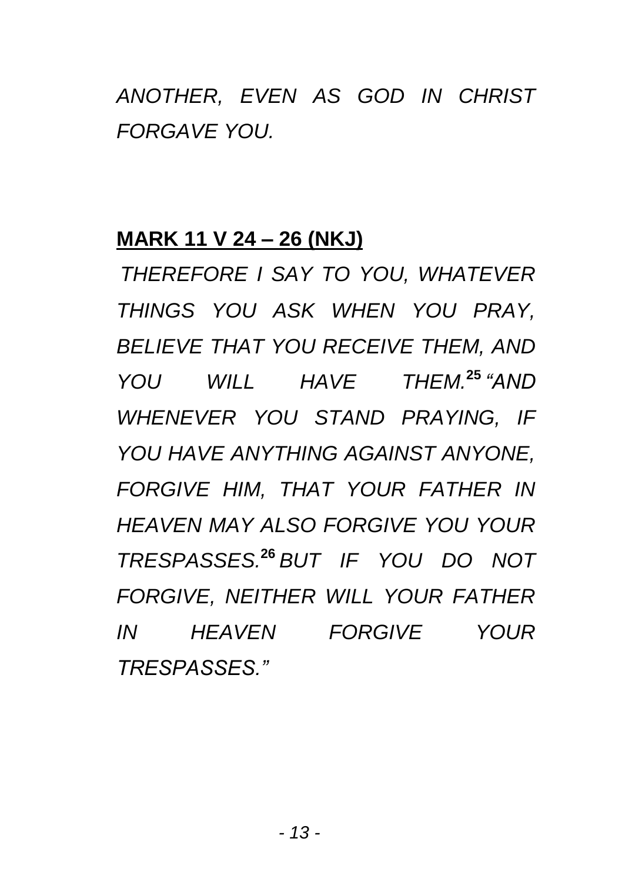*ANOTHER, EVEN AS GOD IN CHRIST FORGAVE YOU.*

**MARK 11 V 24 – 26 (NKJ)**

*THEREFORE I SAY TO YOU, WHATEVER THINGS YOU ASK WHEN YOU PRAY, BELIEVE THAT YOU RECEIVE THEM, AND YOU WILL HAVE THEM.* **25** *"AND WHENEVER YOU STAND PRAYING, IF YOU HAVE ANYTHING AGAINST ANYONE, FORGIVE HIM, THAT YOUR FATHER IN HEAVEN MAY ALSO FORGIVE YOU YOUR TRESPASSES.* **26** *BUT IF YOU DO NOT FORGIVE, NEITHER WILL YOUR FATHER IN HEAVEN FORGIVE YOUR TRESPASSES."*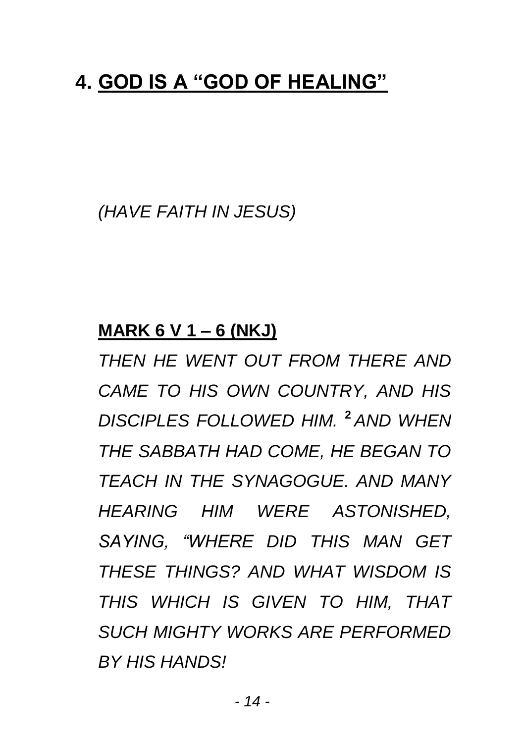## 4. <u>GOD IS A "GOD OF HEALING"</u>

*(HAVE FAITH IN JESUS)*

**<u>MARK 6 V 1 – 6 (NKJ)</u>**

*THEN HE WENT OUT FROM THERE AND CAME TO HIS OWN COUNTRY, AND HIS DISCIPLES FOLLOWED HIM.* [2] *AND WHEN THE SABBATH HAD COME, HE BEGAN TO TEACH IN THE SYNAGOGUE. AND MANY HEARING HIM WERE ASTONISHED, SAYING, "WHERE DID THIS MAN GET THESE THINGS? AND WHAT WISDOM IS THIS WHICH IS GIVEN TO HIM, THAT SUCH MIGHTY WORKS ARE PERFORMED BY HIS HANDS!*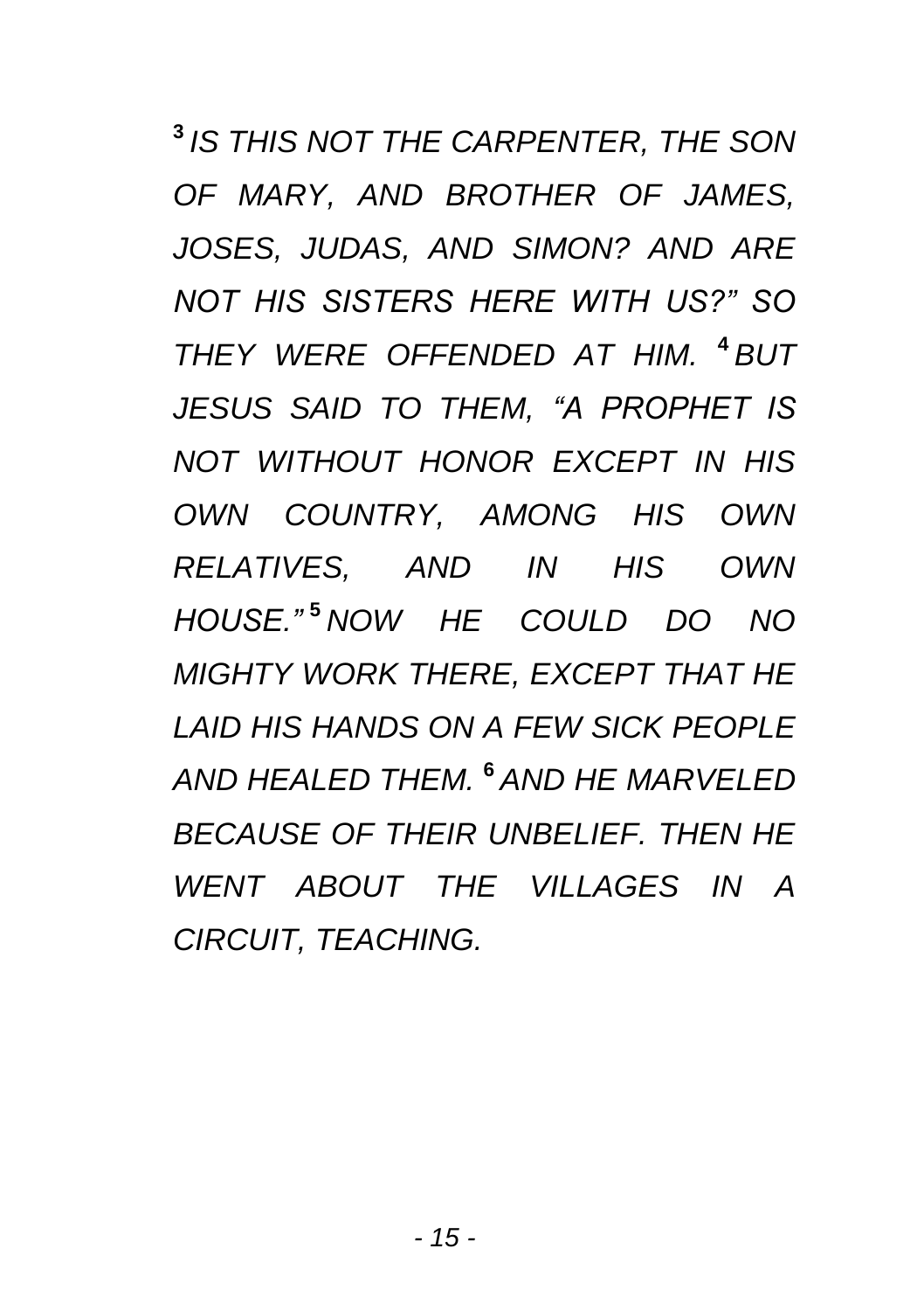*[3] IS THIS NOT THE CARPENTER, THE SON OF MARY, AND BROTHER OF JAMES, JOSES, JUDAS, AND SIMON? AND ARE NOT HIS SISTERS HERE WITH US?" SO THEY WERE OFFENDED AT HIM. [4] BUT JESUS SAID TO THEM, "A PROPHET IS NOT WITHOUT HONOR EXCEPT IN HIS OWN COUNTRY, AMONG HIS OWN RELATIVES, AND IN HIS OWN HOUSE." [5] NOW HE COULD DO NO MIGHTY WORK THERE, EXCEPT THAT HE LAID HIS HANDS ON A FEW SICK PEOPLE AND HEALED THEM. [6] AND HE MARVELED BECAUSE OF THEIR UNBELIEF. THEN HE WENT ABOUT THE VILLAGES IN A CIRCUIT, TEACHING.*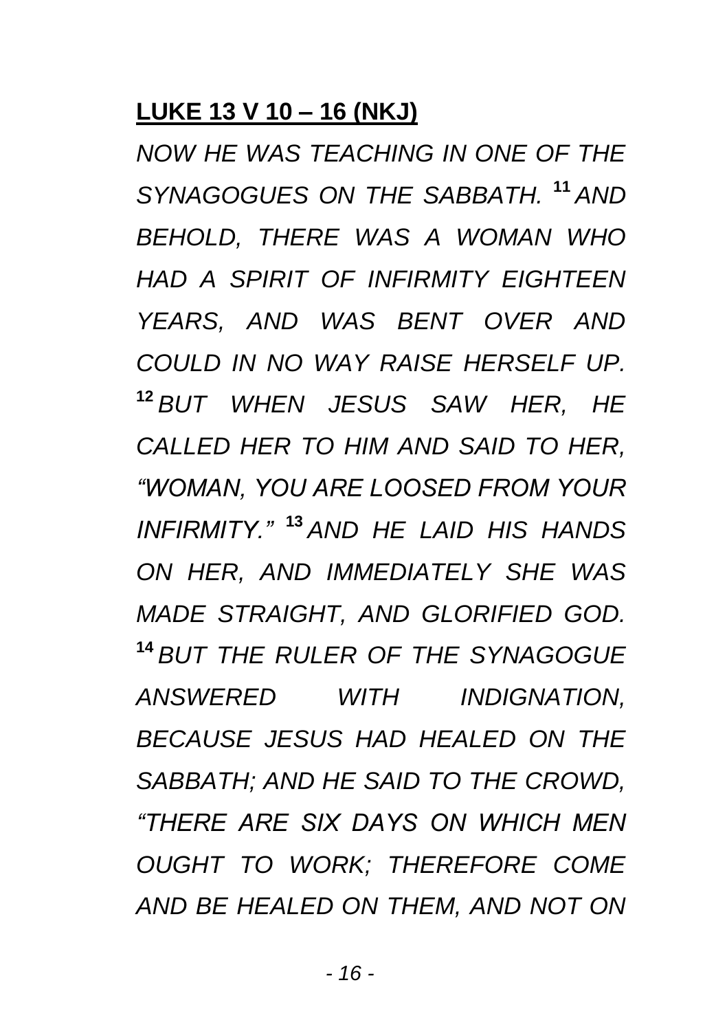**<u>LUKE 13 V 10 – 16 (NKJ)</u>**

*NOW HE WAS TEACHING IN ONE OF THE SYNAGOGUES ON THE SABBATH.* **11** *AND BEHOLD, THERE WAS A WOMAN WHO HAD A SPIRIT OF INFIRMITY EIGHTEEN YEARS, AND WAS BENT OVER AND COULD IN NO WAY RAISE HERSELF UP.* **12** *BUT WHEN JESUS SAW HER, HE CALLED HER TO HIM AND SAID TO HER, "WOMAN, YOU ARE LOOSED FROM YOUR INFIRMITY."* **13** *AND HE LAID HIS HANDS ON HER, AND IMMEDIATELY SHE WAS MADE STRAIGHT, AND GLORIFIED GOD.* **14** *BUT THE RULER OF THE SYNAGOGUE ANSWERED WITH INDIGNATION, BECAUSE JESUS HAD HEALED ON THE SABBATH; AND HE SAID TO THE CROWD, "THERE ARE SIX DAYS ON WHICH MEN OUGHT TO WORK; THEREFORE COME AND BE HEALED ON THEM, AND NOT ON*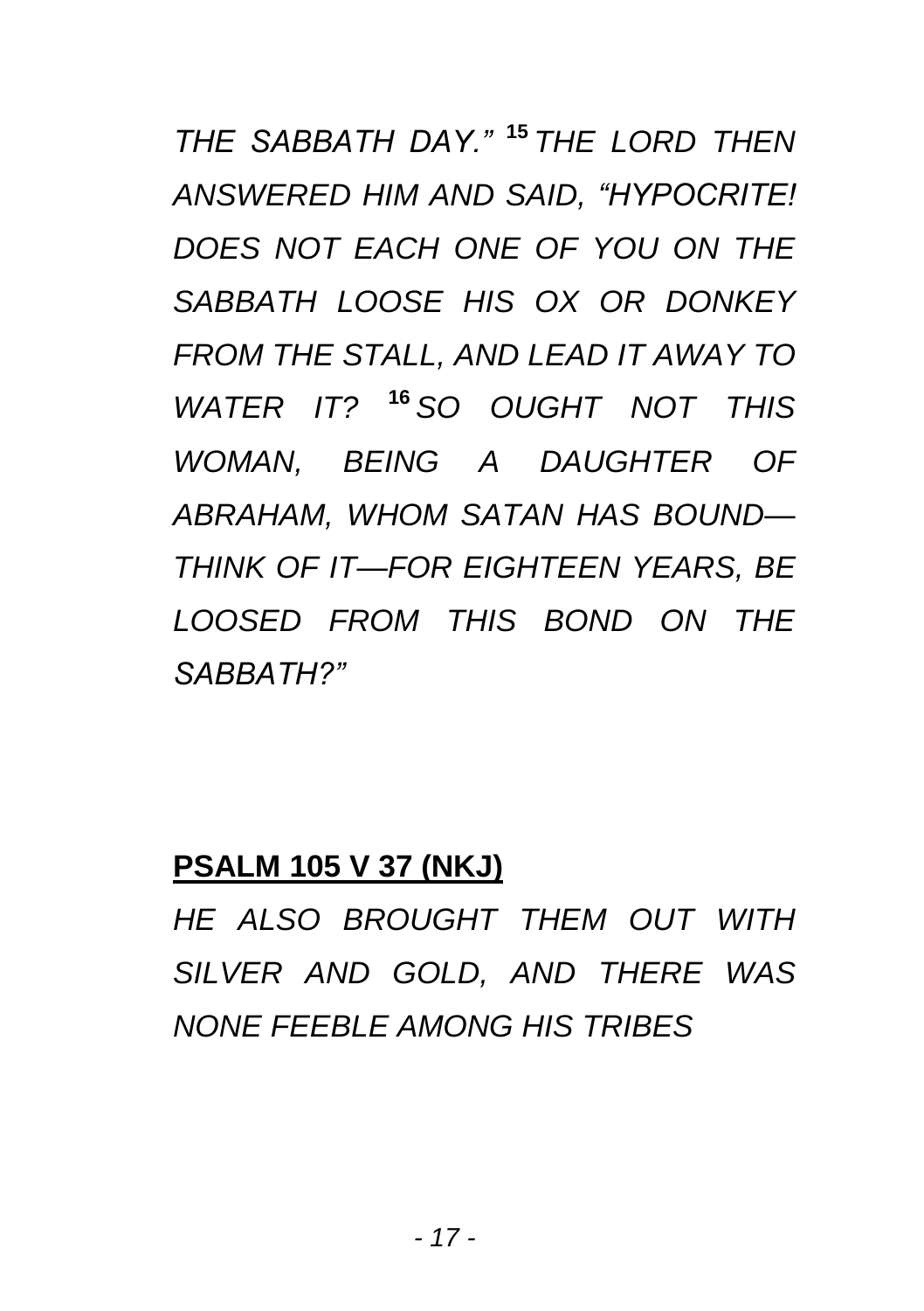*THE SABBATH DAY."* [15] *THE LORD THEN ANSWERED HIM AND SAID, "HYPOCRITE! DOES NOT EACH ONE OF YOU ON THE SABBATH LOOSE HIS OX OR DONKEY FROM THE STALL, AND LEAD IT AWAY TO WATER IT?* [16] *SO OUGHT NOT THIS WOMAN, BEING A DAUGHTER OF ABRAHAM, WHOM SATAN HAS BOUND—THINK OF IT—FOR EIGHTEEN YEARS, BE LOOSED FROM THIS BOND ON THE SABBATH?"*

**PSALM 105 V 37 (NKJ)**

*HE ALSO BROUGHT THEM OUT WITH SILVER AND GOLD, AND THERE WAS NONE FEEBLE AMONG HIS TRIBES*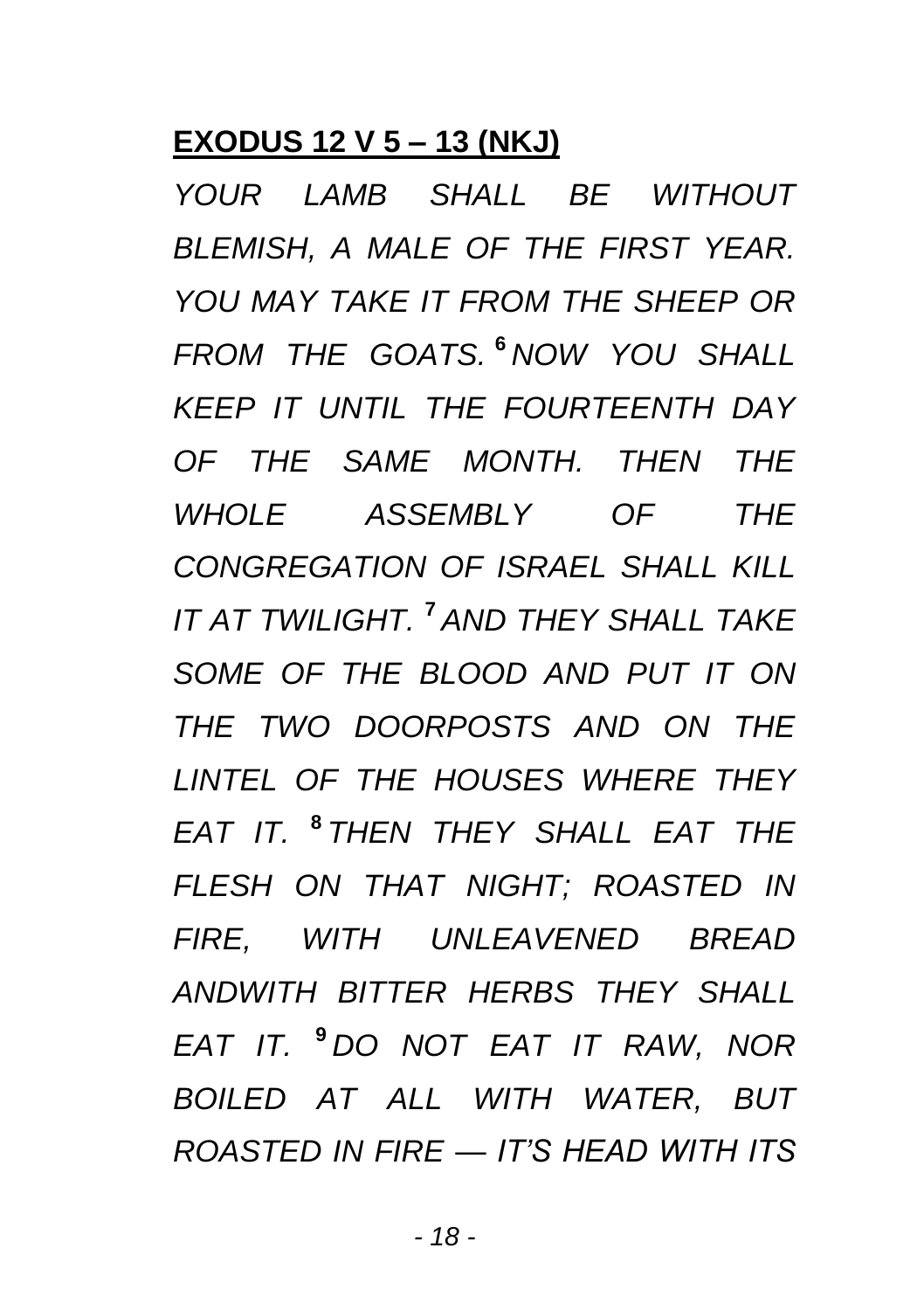**<u>EXODUS 12 V 5 – 13 (NKJ)</u>**

*YOUR LAMB SHALL BE WITHOUT BLEMISH, A MALE OF THE FIRST YEAR. YOU MAY TAKE IT FROM THE SHEEP OR FROM THE GOATS.* [6] *NOW YOU SHALL KEEP IT UNTIL THE FOURTEENTH DAY OF THE SAME MONTH. THEN THE WHOLE ASSEMBLY OF THE CONGREGATION OF ISRAEL SHALL KILL IT AT TWILIGHT.* [7] *AND THEY SHALL TAKE SOME OF THE BLOOD AND PUT IT ON THE TWO DOORPOSTS AND ON THE LINTEL OF THE HOUSES WHERE THEY EAT IT.* [8] *THEN THEY SHALL EAT THE FLESH ON THAT NIGHT; ROASTED IN FIRE, WITH UNLEAVENED BREAD ANDWITH BITTER HERBS THEY SHALL EAT IT.* [9] *DO NOT EAT IT RAW, NOR BOILED AT ALL WITH WATER, BUT ROASTED IN FIRE — IT'S HEAD WITH ITS*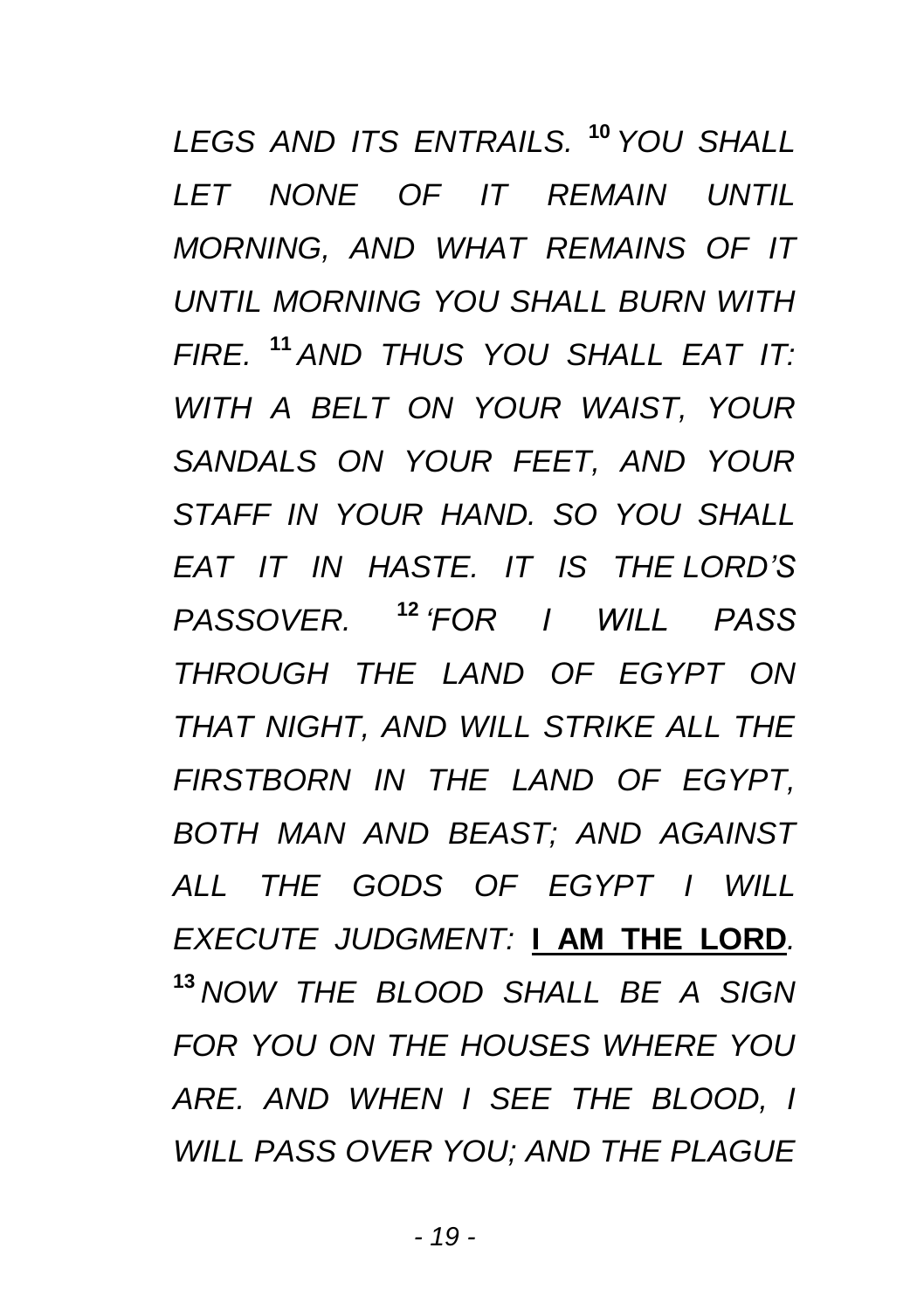*LEGS AND ITS ENTRAILS.* [10] *YOU SHALL LET NONE OF IT REMAIN UNTIL MORNING, AND WHAT REMAINS OF IT UNTIL MORNING YOU SHALL BURN WITH FIRE.* [11] *AND THUS YOU SHALL EAT IT: WITH A BELT ON YOUR WAIST, YOUR SANDALS ON YOUR FEET, AND YOUR STAFF IN YOUR HAND. SO YOU SHALL EAT IT IN HASTE. IT IS THE LORD'S PASSOVER.* [12] *'FOR I WILL PASS THROUGH THE LAND OF EGYPT ON THAT NIGHT, AND WILL STRIKE ALL THE FIRSTBORN IN THE LAND OF EGYPT, BOTH MAN AND BEAST; AND AGAINST ALL THE GODS OF EGYPT I WILL EXECUTE JUDGMENT:* **I AM THE LORD***.* [13] *NOW THE BLOOD SHALL BE A SIGN FOR YOU ON THE HOUSES WHERE YOU ARE. AND WHEN I SEE THE BLOOD, I WILL PASS OVER YOU; AND THE PLAGUE*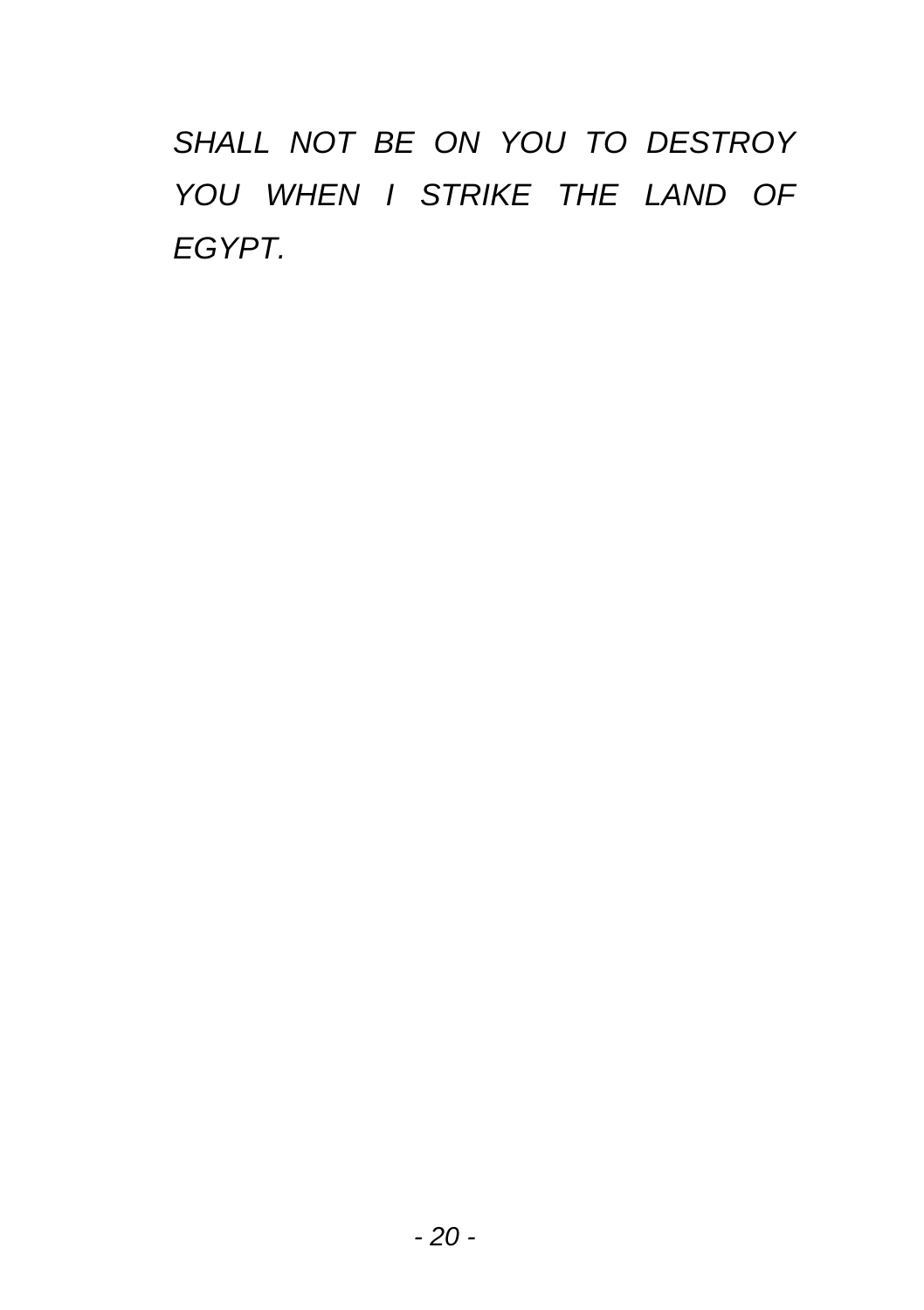*SHALL NOT BE ON YOU TO DESTROY YOU WHEN I STRIKE THE LAND OF EGYPT.*